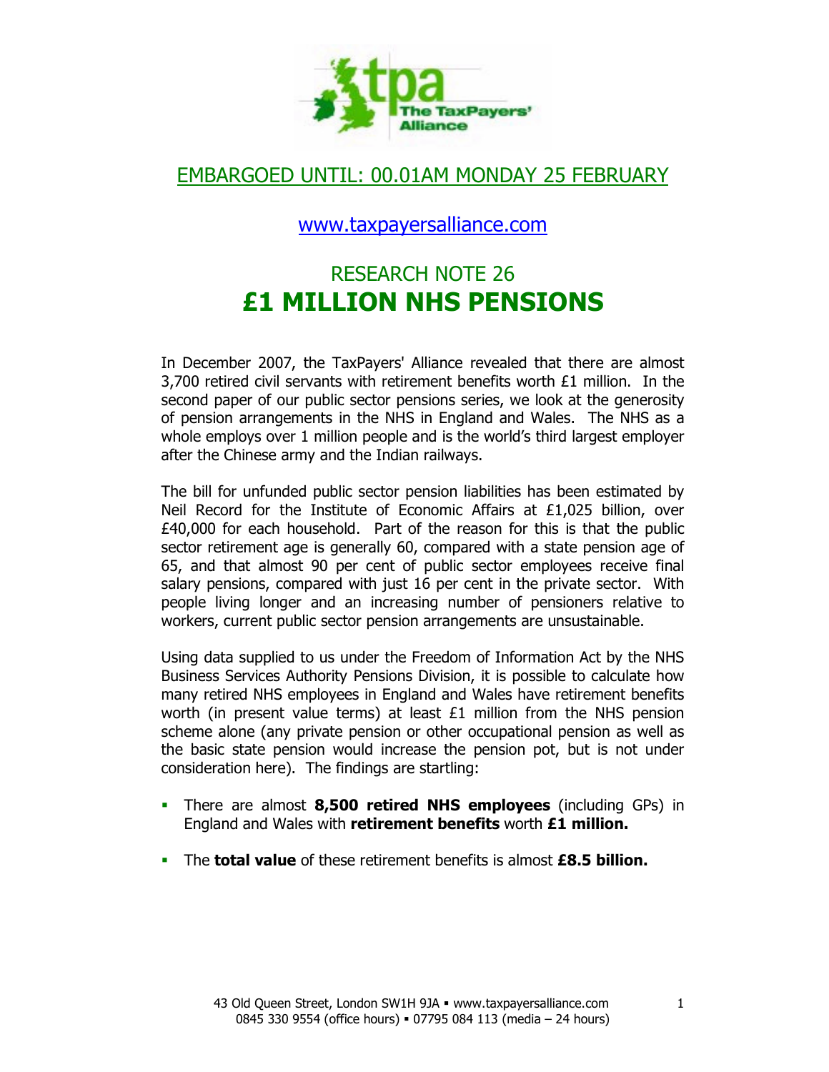The TaxPayers' Alliance

EMBARGOED UNTIL: 00.01AM MONDAY 25 FEBRUARY

www.taxpayersalliance.com

# RESEARCH NOTE 26
# £1 MILLION NHS PENSIONS

In December 2007, the TaxPayers' Alliance revealed that there are almost 3,700 retired civil servants with retirement benefits worth £1 million. In the second paper of our public sector pensions series, we look at the generosity of pension arrangements in the NHS in England and Wales. The NHS as a whole employs over 1 million people and is the world's third largest employer after the Chinese army and the Indian railways.

The bill for unfunded public sector pension liabilities has been estimated by Neil Record for the Institute of Economic Affairs at £1,025 billion, over £40,000 for each household. Part of the reason for this is that the public sector retirement age is generally 60, compared with a state pension age of 65, and that almost 90 per cent of public sector employees receive final salary pensions, compared with just 16 per cent in the private sector. With people living longer and an increasing number of pensioners relative to workers, current public sector pension arrangements are unsustainable.

Using data supplied to us under the Freedom of Information Act by the NHS Business Services Authority Pensions Division, it is possible to calculate how many retired NHS employees in England and Wales have retirement benefits worth (in present value terms) at least £1 million from the NHS pension scheme alone (any private pension or other occupational pension as well as the basic state pension would increase the pension pot, but is not under consideration here). The findings are startling:

- There are almost **8,500 retired NHS employees** (including GPs) in England and Wales with **retirement benefits** worth **£1 million.**
- The **total value** of these retirement benefits is almost **£8.5 billion.**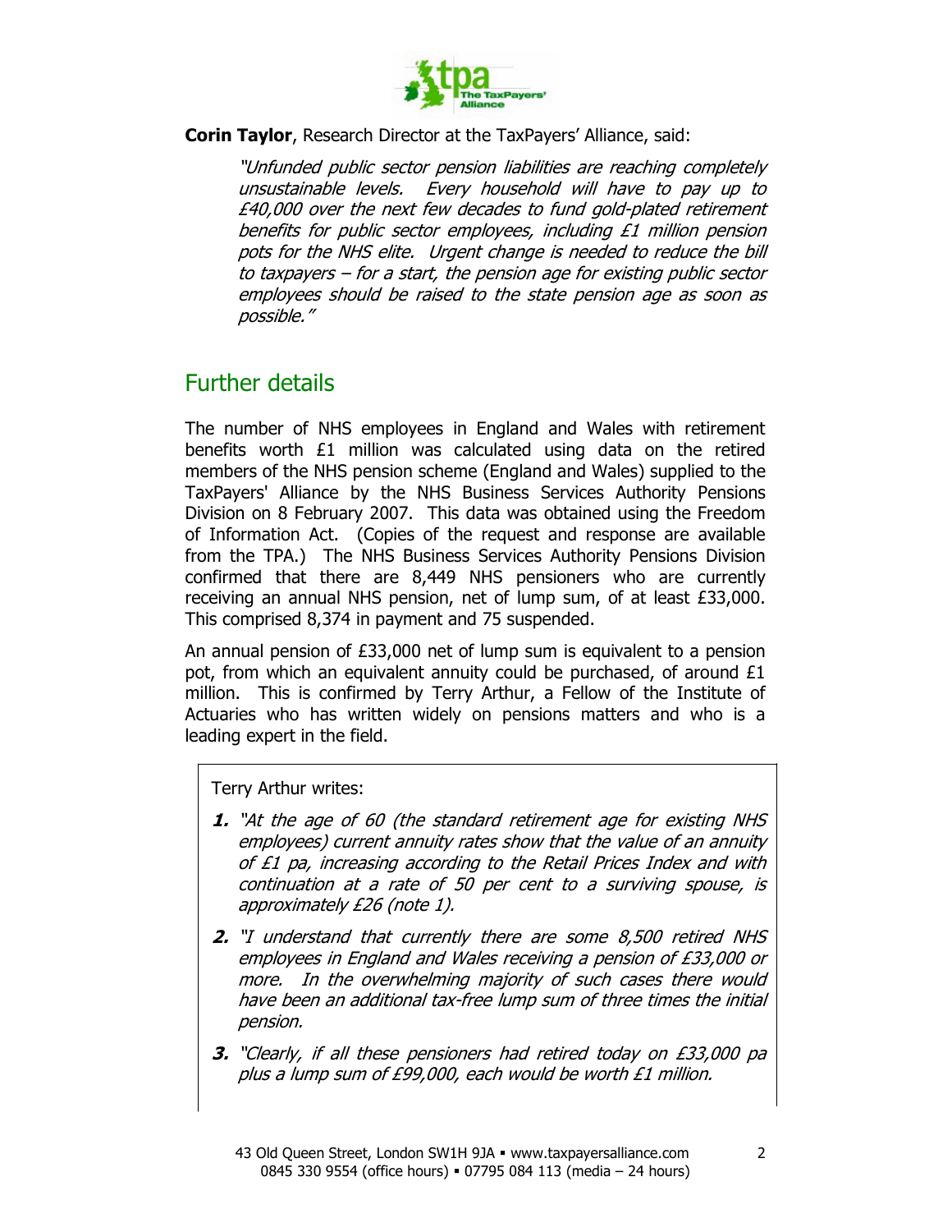**Corin Taylor**, Research Director at the TaxPayers' Alliance, said:

> *"Unfunded public sector pension liabilities are reaching completely unsustainable levels. Every household will have to pay up to £40,000 over the next few decades to fund gold-plated retirement benefits for public sector employees, including £1 million pension pots for the NHS elite. Urgent change is needed to reduce the bill to taxpayers – for a start, the pension age for existing public sector employees should be raised to the state pension age as soon as possible."*

## Further details

The number of NHS employees in England and Wales with retirement benefits worth £1 million was calculated using data on the retired members of the NHS pension scheme (England and Wales) supplied to the TaxPayers' Alliance by the NHS Business Services Authority Pensions Division on 8 February 2007. This data was obtained using the Freedom of Information Act. (Copies of the request and response are available from the TPA.) The NHS Business Services Authority Pensions Division confirmed that there are 8,449 NHS pensioners who are currently receiving an annual NHS pension, net of lump sum, of at least £33,000. This comprised 8,374 in payment and 75 suspended.

An annual pension of £33,000 net of lump sum is equivalent to a pension pot, from which an equivalent annuity could be purchased, of around £1 million. This is confirmed by Terry Arthur, a Fellow of the Institute of Actuaries who has written widely on pensions matters and who is a leading expert in the field.

Terry Arthur writes:

1. *"At the age of 60 (the standard retirement age for existing NHS employees) current annuity rates show that the value of an annuity of £1 pa, increasing according to the Retail Prices Index and with continuation at a rate of 50 per cent to a surviving spouse, is approximately £26 (note 1).*
2. *"I understand that currently there are some 8,500 retired NHS employees in England and Wales receiving a pension of £33,000 or more. In the overwhelming majority of such cases there would have been an additional tax-free lump sum of three times the initial pension.*
3. *"Clearly, if all these pensioners had retired today on £33,000 pa plus a lump sum of £99,000, each would be worth £1 million.*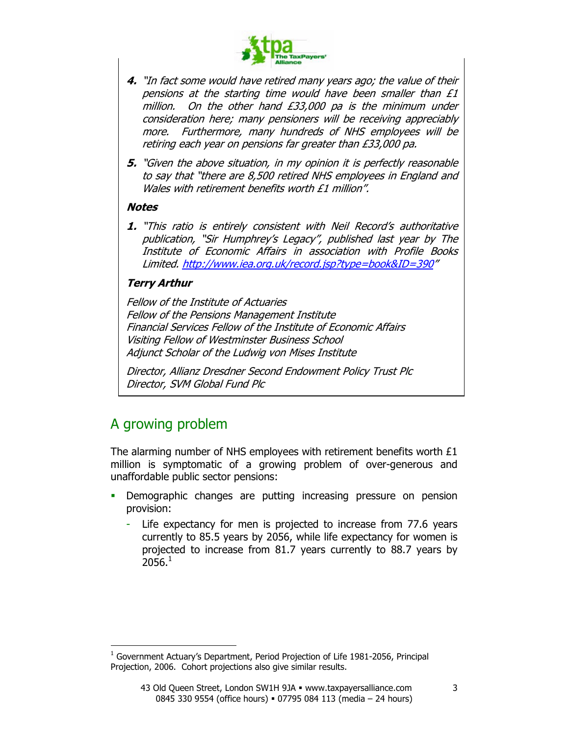**4.** *"In fact some would have retired many years ago; the value of their pensions at the starting time would have been smaller than £1 million. On the other hand £33,000 pa is the minimum under consideration here; many pensioners will be receiving appreciably more. Furthermore, many hundreds of NHS employees will be retiring each year on pensions far greater than £33,000 pa.*

**5.** *"Given the above situation, in my opinion it is perfectly reasonable to say that "there are 8,500 retired NHS employees in England and Wales with retirement benefits worth £1 million".*

***Notes***

**1.** *"This ratio is entirely consistent with Neil Record's authoritative publication, "Sir Humphrey's Legacy", published last year by The Institute of Economic Affairs in association with Profile Books Limited. [http://www.iea.org.uk/record.jsp?type=book&ID=390](http://www.iea.org.uk/record.jsp?type=book&ID=390)"*

***Terry Arthur***

*Fellow of the Institute of Actuaries*
*Fellow of the Pensions Management Institute*
*Financial Services Fellow of the Institute of Economic Affairs*
*Visiting Fellow of Westminster Business School*
*Adjunct Scholar of the Ludwig von Mises Institute*

*Director, Allianz Dresdner Second Endowment Policy Trust Plc*
*Director, SVM Global Fund Plc*

## A growing problem

The alarming number of NHS employees with retirement benefits worth £1 million is symptomatic of a growing problem of over-generous and unaffordable public sector pensions:

- Demographic changes are putting increasing pressure on pension provision:
  - Life expectancy for men is projected to increase from 77.6 years currently to 85.5 years by 2056, while life expectancy for women is projected to increase from 81.7 years currently to 88.7 years by 2056.[1]

[1] Government Actuary's Department, Period Projection of Life 1981-2056, Principal Projection, 2006. Cohort projections also give similar results.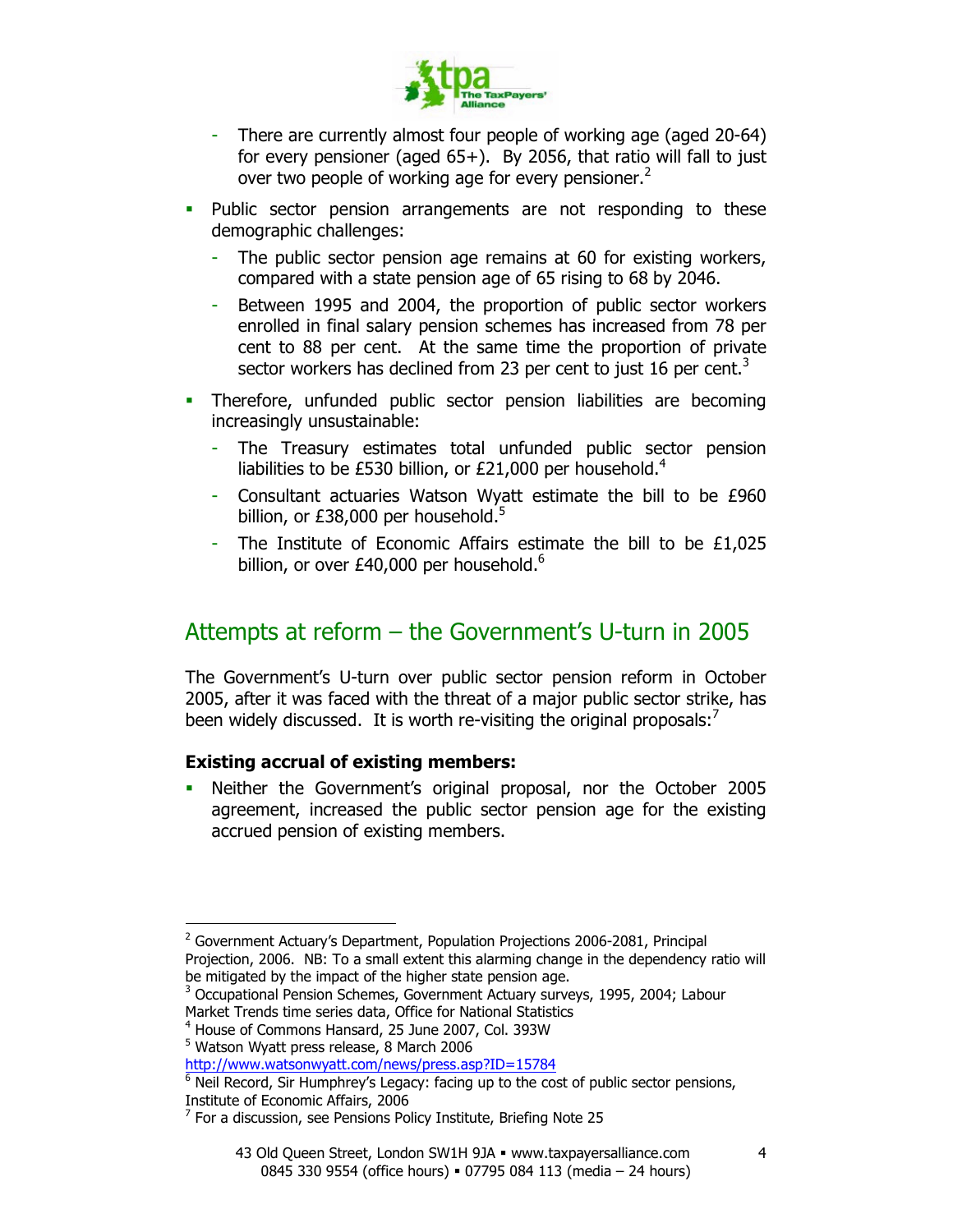- There are currently almost four people of working age (aged 20-64) for every pensioner (aged 65+). By 2056, that ratio will fall to just over two people of working age for every pensioner.[2]

- Public sector pension arrangements are not responding to these demographic challenges:
  - The public sector pension age remains at 60 for existing workers, compared with a state pension age of 65 rising to 68 by 2046.
  - Between 1995 and 2004, the proportion of public sector workers enrolled in final salary pension schemes has increased from 78 per cent to 88 per cent. At the same time the proportion of private sector workers has declined from 23 per cent to just 16 per cent.[3]

- Therefore, unfunded public sector pension liabilities are becoming increasingly unsustainable:
  - The Treasury estimates total unfunded public sector pension liabilities to be £530 billion, or £21,000 per household.[4]
  - Consultant actuaries Watson Wyatt estimate the bill to be £960 billion, or £38,000 per household.[5]
  - The Institute of Economic Affairs estimate the bill to be £1,025 billion, or over £40,000 per household.[6]

## Attempts at reform – the Government's U-turn in 2005

The Government's U-turn over public sector pension reform in October 2005, after it was faced with the threat of a major public sector strike, has been widely discussed. It is worth re-visiting the original proposals:[7]

**Existing accrual of existing members:**

- Neither the Government's original proposal, nor the October 2005 agreement, increased the public sector pension age for the existing accrued pension of existing members.

---

[2] Government Actuary's Department, Population Projections 2006-2081, Principal Projection, 2006. NB: To a small extent this alarming change in the dependency ratio will be mitigated by the impact of the higher state pension age.

[3] Occupational Pension Schemes, Government Actuary surveys, 1995, 2004; Labour Market Trends time series data, Office for National Statistics

[4] House of Commons Hansard, 25 June 2007, Col. 393W

[5] Watson Wyatt press release, 8 March 2006 http://www.watsonwyatt.com/news/press.asp?ID=15784

[6] Neil Record, Sir Humphrey's Legacy: facing up to the cost of public sector pensions, Institute of Economic Affairs, 2006

[7] For a discussion, see Pensions Policy Institute, Briefing Note 25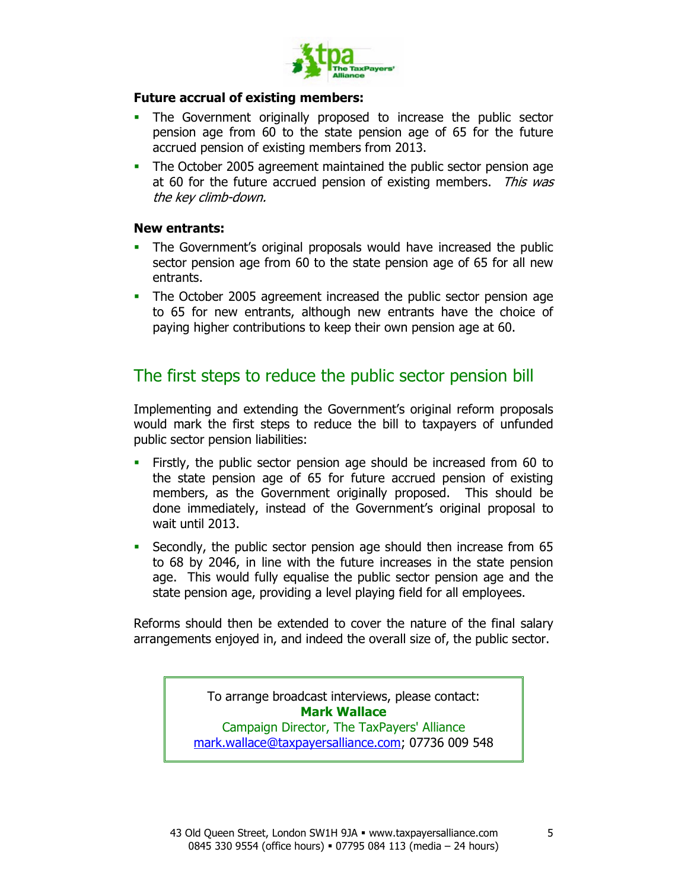**Future accrual of existing members:**

- The Government originally proposed to increase the public sector pension age from 60 to the state pension age of 65 for the future accrued pension of existing members from 2013.
- The October 2005 agreement maintained the public sector pension age at 60 for the future accrued pension of existing members. *This was the key climb-down.*

**New entrants:**

- The Government's original proposals would have increased the public sector pension age from 60 to the state pension age of 65 for all new entrants.
- The October 2005 agreement increased the public sector pension age to 65 for new entrants, although new entrants have the choice of paying higher contributions to keep their own pension age at 60.

## The first steps to reduce the public sector pension bill

Implementing and extending the Government's original reform proposals would mark the first steps to reduce the bill to taxpayers of unfunded public sector pension liabilities:

- Firstly, the public sector pension age should be increased from 60 to the state pension age of 65 for future accrued pension of existing members, as the Government originally proposed. This should be done immediately, instead of the Government's original proposal to wait until 2013.
- Secondly, the public sector pension age should then increase from 65 to 68 by 2046, in line with the future increases in the state pension age. This would fully equalise the public sector pension age and the state pension age, providing a level playing field for all employees.

Reforms should then be extended to cover the nature of the final salary arrangements enjoyed in, and indeed the overall size of, the public sector.

To arrange broadcast interviews, please contact:
**Mark Wallace**
Campaign Director, The TaxPayers' Alliance
mark.wallace@taxpayersalliance.com; 07736 009 548

43 Old Queen Street, London SW1H 9JA ▪ www.taxpayersalliance.com
0845 330 9554 (office hours) ▪ 07795 084 113 (media – 24 hours)